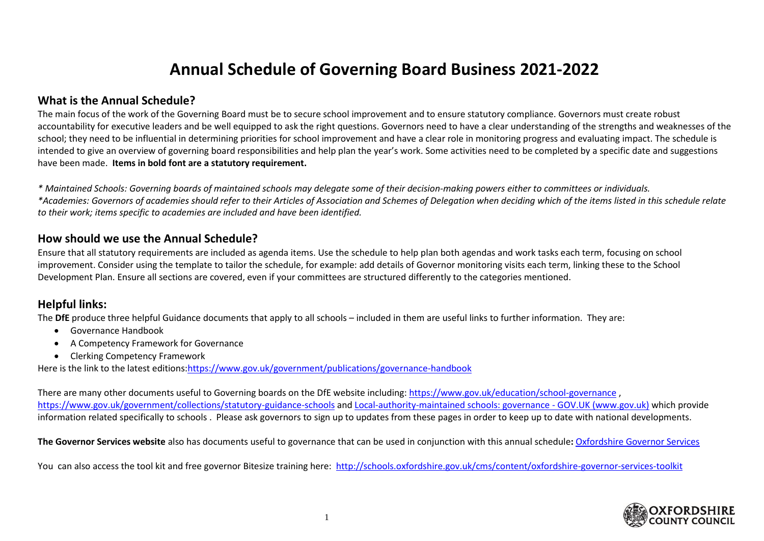# Annual Schedule of Governing Board Business 2021-2022

## What is the Annual Schedule?

The main focus of the work of the Governing Board must be to secure school improvement and to ensure statutory compliance. Governors must create robust accountability for executive leaders and be well equipped to ask the right questions. Governors need to have a clear understanding of the strengths and weaknesses of the school; they need to be influential in determining priorities for school improvement and have a clear role in monitoring progress and evaluating impact. The schedule is intended to give an overview of governing board responsibilities and help plan the year's work. Some activities need to be completed by a specific date and suggestions have been made. **Items in bold font are a statutory requirement.**

*\* Maintained Schools: Governing boards of maintained schools may delegate some of their decision-making powers either to committees or individuals.*
*\*Academies: Governors of academies should refer to their Articles of Association and Schemes of Delegation when deciding which of the items listed in this schedule relate to their work; items specific to academies are included and have been identified.*

## How should we use the Annual Schedule?

Ensure that all statutory requirements are included as agenda items. Use the schedule to help plan both agendas and work tasks each term, focusing on school improvement. Consider using the template to tailor the schedule, for example: add details of Governor monitoring visits each term, linking these to the School Development Plan. Ensure all sections are covered, even if your committees are structured differently to the categories mentioned.

## Helpful links:

The **DfE** produce three helpful Guidance documents that apply to all schools – included in them are useful links to further information. They are:

- Governance Handbook
- A Competency Framework for Governance
- Clerking Competency Framework

Here is the link to the latest editions:[https://www.gov.uk/government/publications/governance-handbook](https://www.gov.uk/government/publications/governance-handbook)

There are many other documents useful to Governing boards on the DfE website including: [https://www.gov.uk/education/school-governance](https://www.gov.uk/education/school-governance) , [https://www.gov.uk/government/collections/statutory-guidance-schools](https://www.gov.uk/government/collections/statutory-guidance-schools) and Local-authority-maintained schools: governance - GOV.UK (www.gov.uk) which provide information related specifically to schools . Please ask governors to sign up to updates from these pages in order to keep up to date with national developments.

**The Governor Services website** also has documents useful to governance that can be used in conjunction with this annual schedule**:** Oxfordshire Governor Services

You can also access the tool kit and free governor Bitesize training here: [http://schools.oxfordshire.gov.uk/cms/content/oxfordshire-governor-services-toolkit](http://schools.oxfordshire.gov.uk/cms/content/oxfordshire-governor-services-toolkit)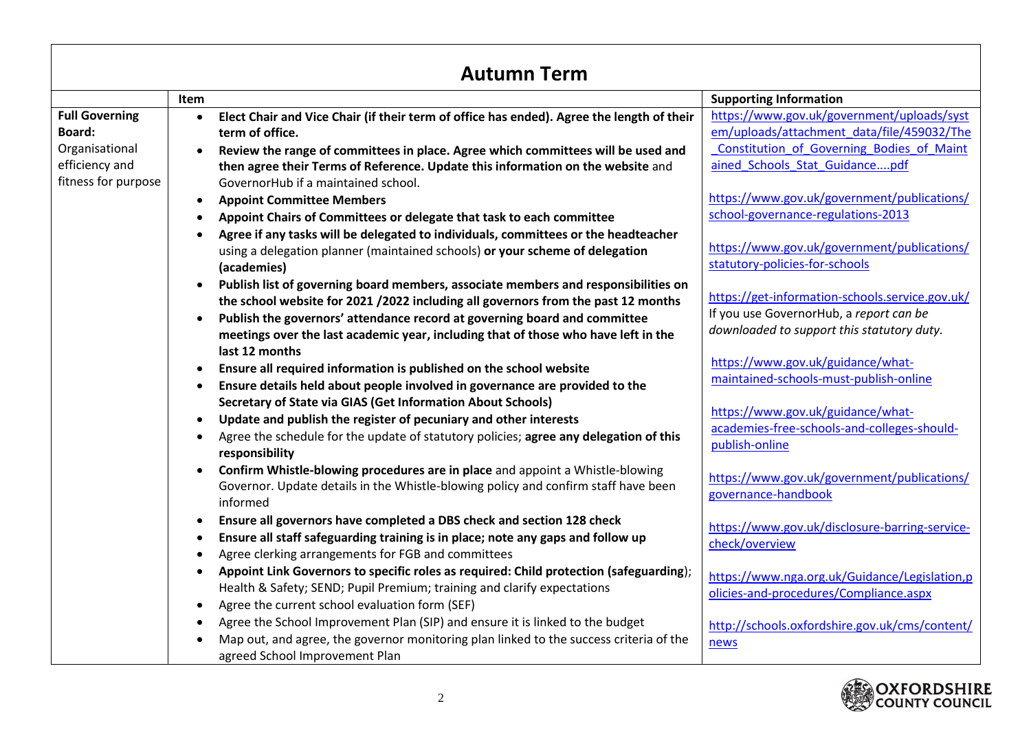# Autumn Term

| | Item | Supporting Information |
|---|---|---|
| **Full Governing Board:** Organisational efficiency and fitness for purpose | • **Elect Chair and Vice Chair (if their term of office has ended). Agree the length of their term of office.**<br>• **Review the range of committees in place. Agree which committees will be used and then agree their Terms of Reference. Update this information on the website** and GovernorHub if a maintained school.<br>• **Appoint Committee Members**<br>• **Appoint Chairs of Committees or delegate that task to each committee**<br>• **Agree if any tasks will be delegated to individuals, committees or the headteacher** using a delegation planner (maintained schools) **or your scheme of delegation (academies)**<br>• **Publish list of governing board members, associate members and responsibilities on the school website for 2021 /2022 including all governors from the past 12 months**<br>• **Publish the governors' attendance record at governing board and committee meetings over the last academic year, including that of those who have left in the last 12 months**<br>• **Ensure all required information is published on the school website**<br>• **Ensure details held about people involved in governance are provided to the Secretary of State via GIAS (Get Information About Schools)**<br>• **Update and publish the register of pecuniary and other interests**<br>• Agree the schedule for the update of statutory policies; **agree any delegation of this responsibility**<br>• **Confirm Whistle-blowing procedures are in place** and appoint a Whistle-blowing Governor. Update details in the Whistle-blowing policy and confirm staff have been informed<br>• **Ensure all governors have completed a DBS check and section 128 check**<br>• **Ensure all staff safeguarding training is in place; note any gaps and follow up**<br>• Agree clerking arrangements for FGB and committees<br>• **Appoint Link Governors to specific roles as required: Child protection (safeguarding)**; Health & Safety; SEND; Pupil Premium; training and clarify expectations<br>• Agree the current school evaluation form (SEF)<br>• Agree the School Improvement Plan (SIP) and ensure it is linked to the budget<br>• Map out, and agree, the governor monitoring plan linked to the success criteria of the agreed School Improvement Plan | https://www.gov.uk/government/uploads/system/uploads/attachment_data/file/459032/The_Constitution_of_Governing_Bodies_of_Maintained_Schools_Stat_Guidance....pdf<br><br>https://www.gov.uk/government/publications/school-governance-regulations-2013<br><br>https://www.gov.uk/government/publications/statutory-policies-for-schools<br><br>https://get-information-schools.service.gov.uk/<br>If you use GovernorHub, a *report can be downloaded to support this statutory duty.*<br><br>https://www.gov.uk/guidance/what-maintained-schools-must-publish-online<br><br>https://www.gov.uk/guidance/what-academies-free-schools-and-colleges-should-publish-online<br><br>https://www.gov.uk/government/publications/governance-handbook<br><br>https://www.gov.uk/disclosure-barring-service-check/overview<br><br>https://www.nga.org.uk/Guidance/Legislation,policies-and-procedures/Compliance.aspx<br><br>http://schools.oxfordshire.gov.uk/cms/content/news |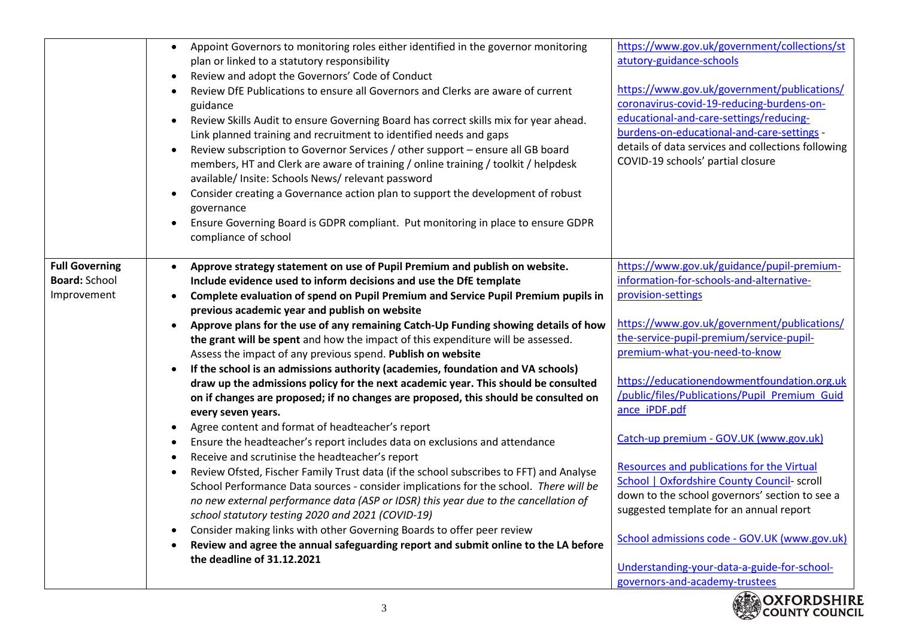| | | |
|---|---|---|
| | • Appoint Governors to monitoring roles either identified in the governor monitoring plan or linked to a statutory responsibility<br>• Review and adopt the Governors' Code of Conduct<br>• Review DfE Publications to ensure all Governors and Clerks are aware of current guidance<br>• Review Skills Audit to ensure Governing Board has correct skills mix for year ahead. Link planned training and recruitment to identified needs and gaps<br>• Review subscription to Governor Services / other support – ensure all GB board members, HT and Clerk are aware of training / online training / toolkit / helpdesk available/ Insite: Schools News/ relevant password<br>• Consider creating a Governance action plan to support the development of robust governance<br>• Ensure Governing Board is GDPR compliant. Put monitoring in place to ensure GDPR compliance of school | https://www.gov.uk/government/collections/statutory-guidance-schools<br><br>https://www.gov.uk/government/publications/coronavirus-covid-19-reducing-burdens-on-educational-and-care-settings/reducing-burdens-on-educational-and-care-settings - details of data services and collections following COVID-19 schools' partial closure |
| **Full Governing Board:** School Improvement | • **Approve strategy statement on use of Pupil Premium and publish on website. Include evidence used to inform decisions and use the DfE template**<br>• **Complete evaluation of spend on Pupil Premium and Service Pupil Premium pupils in previous academic year and publish on website**<br>• **Approve plans for the use of any remaining Catch-Up Funding showing details of how the grant will be spent** and how the impact of this expenditure will be assessed. Assess the impact of any previous spend. **Publish on website**<br>• **If the school is an admissions authority (academies, foundation and VA schools) draw up the admissions policy for the next academic year. This should be consulted on if changes are proposed; if no changes are proposed, this should be consulted on every seven years.**<br>• Agree content and format of headteacher's report<br>• Ensure the headteacher's report includes data on exclusions and attendance<br>• Receive and scrutinise the headteacher's report<br>• Review Ofsted, Fischer Family Trust data (if the school subscribes to FFT) and Analyse School Performance Data sources - consider implications for the school. *There will be no new external performance data (ASP or IDSR) this year due to the cancellation of school statutory testing 2020 and 2021 (COVID-19)*<br>• Consider making links with other Governing Boards to offer peer review<br>• **Review and agree the annual safeguarding report and submit online to the LA before the deadline of 31.12.2021** | https://www.gov.uk/guidance/pupil-premium-information-for-schools-and-alternative-provision-settings<br><br>https://www.gov.uk/government/publications/the-service-pupil-premium/service-pupil-premium-what-you-need-to-know<br><br>https://educationendowmentfoundation.org.uk/public/files/Publications/Pupil_Premium_Guidance_iPDF.pdf<br><br>Catch-up premium - GOV.UK (www.gov.uk)<br><br>Resources and publications for the Virtual School \| Oxfordshire County Council- scroll down to the school governors' section to see a suggested template for an annual report<br><br>School admissions code - GOV.UK (www.gov.uk)<br><br>Understanding-your-data-a-guide-for-school-governors-and-academy-trustees |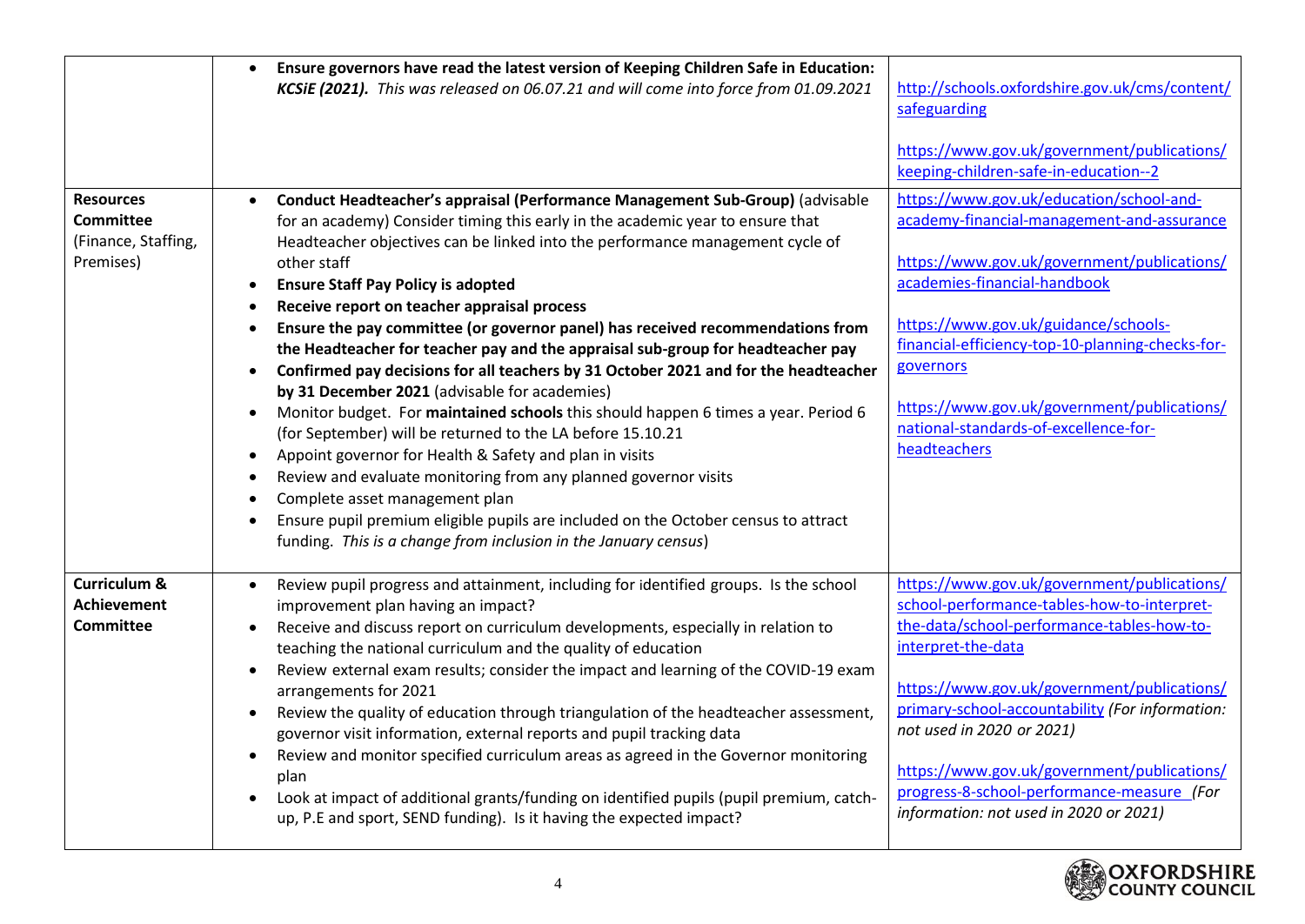| | | |
|---|---|---|
| | • **Ensure governors have read the latest version of Keeping Children Safe in Education:** ***KCSiE (2021).*** *This was released on 06.07.21 and will come into force from 01.09.2021* | http://schools.oxfordshire.gov.uk/cms/content/safeguarding<br><br>https://www.gov.uk/government/publications/keeping-children-safe-in-education--2 |
| **Resources Committee** (Finance, Staffing, Premises) | • **Conduct Headteacher's appraisal (Performance Management Sub-Group)** (advisable for an academy) Consider timing this early in the academic year to ensure that Headteacher objectives can be linked into the performance management cycle of other staff<br>• **Ensure Staff Pay Policy is adopted**<br>• **Receive report on teacher appraisal process**<br>• **Ensure the pay committee (or governor panel) has received recommendations from the Headteacher for teacher pay and the appraisal sub-group for headteacher pay**<br>• **Confirmed pay decisions for all teachers by 31 October 2021 and for the headteacher by 31 December 2021** (advisable for academies)<br>• Monitor budget. For **maintained schools** this should happen 6 times a year. Period 6 (for September) will be returned to the LA before 15.10.21<br>• Appoint governor for Health & Safety and plan in visits<br>• Review and evaluate monitoring from any planned governor visits<br>• Complete asset management plan<br>• Ensure pupil premium eligible pupils are included on the October census to attract funding. *This is a change from inclusion in the January census*) | https://www.gov.uk/education/school-and-academy-financial-management-and-assurance<br><br>https://www.gov.uk/government/publications/academies-financial-handbook<br><br>https://www.gov.uk/guidance/schools-financial-efficiency-top-10-planning-checks-for-governors<br><br>https://www.gov.uk/government/publications/national-standards-of-excellence-for-headteachers |
| **Curriculum & Achievement Committee** | • Review pupil progress and attainment, including for identified groups. Is the school improvement plan having an impact?<br>• Receive and discuss report on curriculum developments, especially in relation to teaching the national curriculum and the quality of education<br>• Review external exam results; consider the impact and learning of the COVID-19 exam arrangements for 2021<br>• Review the quality of education through triangulation of the headteacher assessment, governor visit information, external reports and pupil tracking data<br>• Review and monitor specified curriculum areas as agreed in the Governor monitoring plan<br>• Look at impact of additional grants/funding on identified pupils (pupil premium, catch-up, P.E and sport, SEND funding). Is it having the expected impact? | https://www.gov.uk/government/publications/school-performance-tables-how-to-interpret-the-data/school-performance-tables-how-to-interpret-the-data<br><br>https://www.gov.uk/government/publications/primary-school-accountability *(For information: not used in 2020 or 2021)*<br><br>https://www.gov.uk/government/publications/progress-8-school-performance-measure *(For information: not used in 2020 or 2021)* |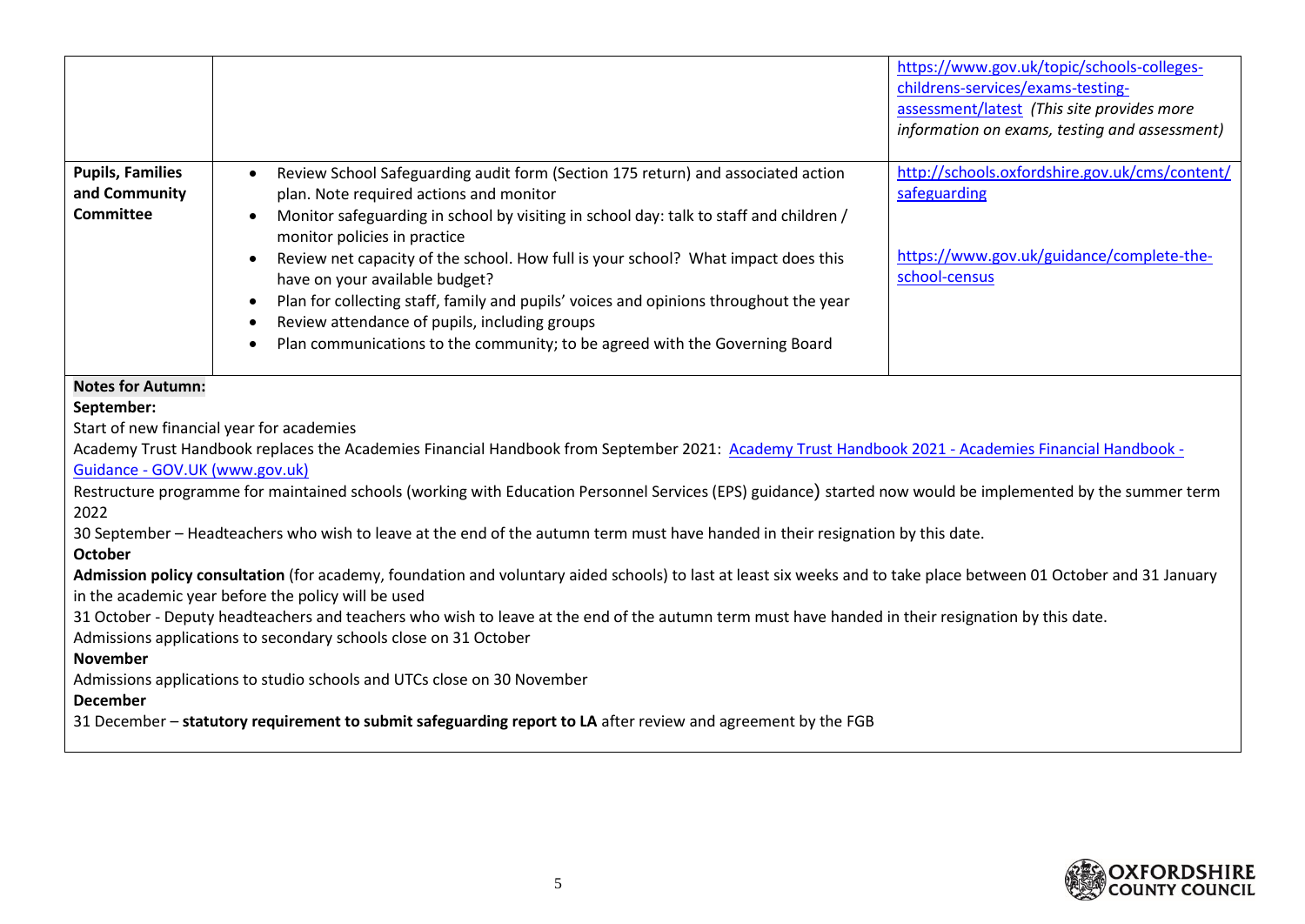| | | |
|---|---|---|
| | | https://www.gov.uk/topic/schools-colleges-childrens-services/exams-testing-assessment/latest *(This site provides more information on exams, testing and assessment)* |
| **Pupils, Families and Community Committee** | • Review School Safeguarding audit form (Section 175 return) and associated action plan. Note required actions and monitor<br>• Monitor safeguarding in school by visiting in school day: talk to staff and children / monitor policies in practice<br>• Review net capacity of the school. How full is your school? What impact does this have on your available budget?<br>• Plan for collecting staff, family and pupils' voices and opinions throughout the year<br>• Review attendance of pupils, including groups<br>• Plan communications to the community; to be agreed with the Governing Board | http://schools.oxfordshire.gov.uk/cms/content/safeguarding<br><br>https://www.gov.uk/guidance/complete-the-school-census |

**Notes for Autumn:**

**September:**

Start of new financial year for academies

Academy Trust Handbook replaces the Academies Financial Handbook from September 2021: [Academy Trust Handbook 2021 - Academies Financial Handbook - Guidance - GOV.UK (www.gov.uk)]

Restructure programme for maintained schools (working with Education Personnel Services (EPS) guidance) started now would be implemented by the summer term 2022

30 September – Headteachers who wish to leave at the end of the autumn term must have handed in their resignation by this date.

**October**

**Admission policy consultation** (for academy, foundation and voluntary aided schools) to last at least six weeks and to take place between 01 October and 31 January in the academic year before the policy will be used

31 October - Deputy headteachers and teachers who wish to leave at the end of the autumn term must have handed in their resignation by this date.

Admissions applications to secondary schools close on 31 October

**November**

Admissions applications to studio schools and UTCs close on 30 November

**December**

31 December – **statutory requirement to submit safeguarding report to LA** after review and agreement by the FGB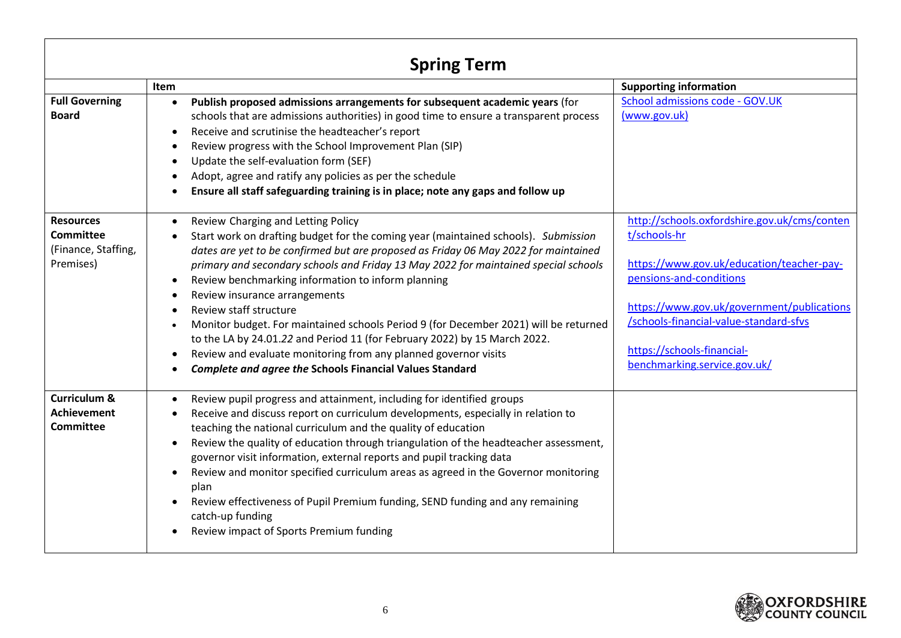## Spring Term

| | Item | Supporting information |
|---|---|---|
| **Full Governing Board** | • **Publish proposed admissions arrangements for subsequent academic years** (for schools that are admissions authorities) in good time to ensure a transparent process<br>• Receive and scrutinise the headteacher's report<br>• Review progress with the School Improvement Plan (SIP)<br>• Update the self-evaluation form (SEF)<br>• Adopt, agree and ratify any policies as per the schedule<br>• **Ensure all staff safeguarding training is in place; note any gaps and follow up** | School admissions code - GOV.UK (www.gov.uk) |
| **Resources Committee** (Finance, Staffing, Premises) | • Review Charging and Letting Policy<br>• Start work on drafting budget for the coming year (maintained schools). *Submission dates are yet to be confirmed but are proposed as Friday 06 May 2022 for maintained primary and secondary schools and Friday 13 May 2022 for maintained special schools*<br>• Review benchmarking information to inform planning<br>• Review insurance arrangements<br>• Review staff structure<br>• Monitor budget. For maintained schools Period 9 (for December 2021) will be returned to the LA by 24.01.*22* and Period 11 (for February 2022) by 15 March 2022.<br>• Review and evaluate monitoring from any planned governor visits<br>• ***Complete and agree the* Schools Financial Values Standard** | http://schools.oxfordshire.gov.uk/cms/content/schools-hr<br><br>https://www.gov.uk/education/teacher-pay-pensions-and-conditions<br><br>https://www.gov.uk/government/publications/schools-financial-value-standard-sfvs<br><br>https://schools-financial-benchmarking.service.gov.uk/ |
| **Curriculum & Achievement Committee** | • Review pupil progress and attainment, including for identified groups<br>• Receive and discuss report on curriculum developments, especially in relation to teaching the national curriculum and the quality of education<br>• Review the quality of education through triangulation of the headteacher assessment, governor visit information, external reports and pupil tracking data<br>• Review and monitor specified curriculum areas as agreed in the Governor monitoring plan<br>• Review effectiveness of Pupil Premium funding, SEND funding and any remaining catch-up funding<br>• Review impact of Sports Premium funding | |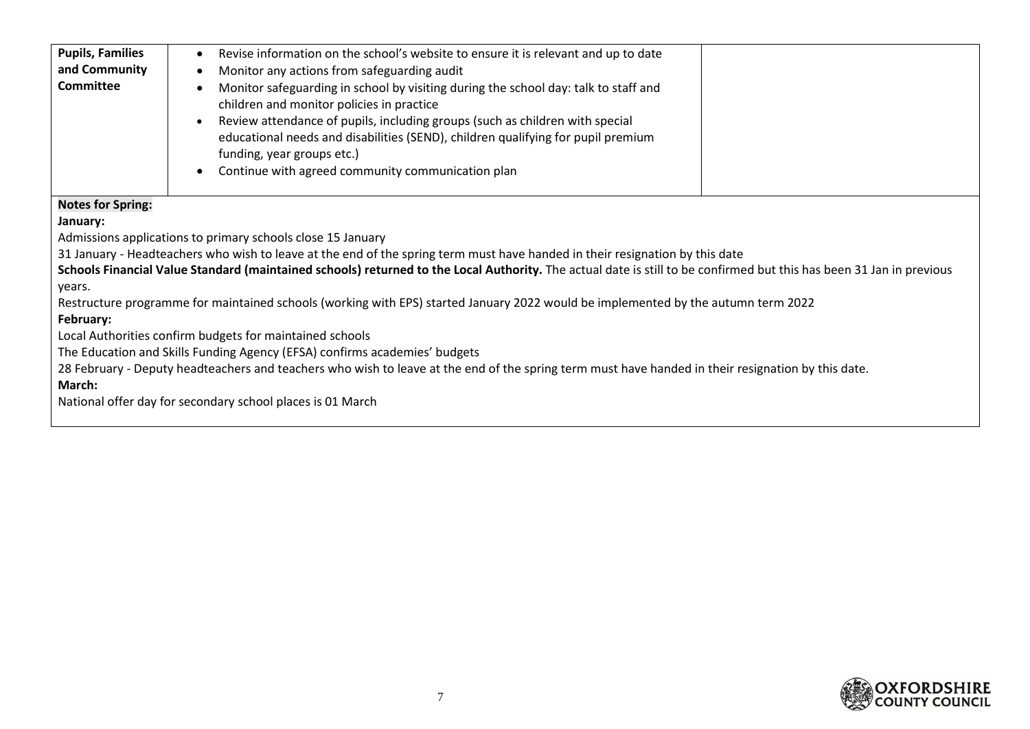| **Pupils, Families and Community Committee** | <ul><li>Revise information on the school's website to ensure it is relevant and up to date</li><li>Monitor any actions from safeguarding audit</li><li>Monitor safeguarding in school by visiting during the school day: talk to staff and children and monitor policies in practice</li><li>Review attendance of pupils, including groups (such as children with special educational needs and disabilities (SEND), children qualifying for pupil premium funding, year groups etc.)</li><li>Continue with agreed community communication plan</li></ul> | |
|---|---|---|

**Notes for Spring:**

**January:**

Admissions applications to primary schools close 15 January

31 January - Headteachers who wish to leave at the end of the spring term must have handed in their resignation by this date

**Schools Financial Value Standard (maintained schools) returned to the Local Authority.** The actual date is still to be confirmed but this has been 31 Jan in previous years.

Restructure programme for maintained schools (working with EPS) started January 2022 would be implemented by the autumn term 2022

**February:**

Local Authorities confirm budgets for maintained schools

The Education and Skills Funding Agency (EFSA) confirms academies' budgets

28 February - Deputy headteachers and teachers who wish to leave at the end of the spring term must have handed in their resignation by this date.

**March:**

National offer day for secondary school places is 01 March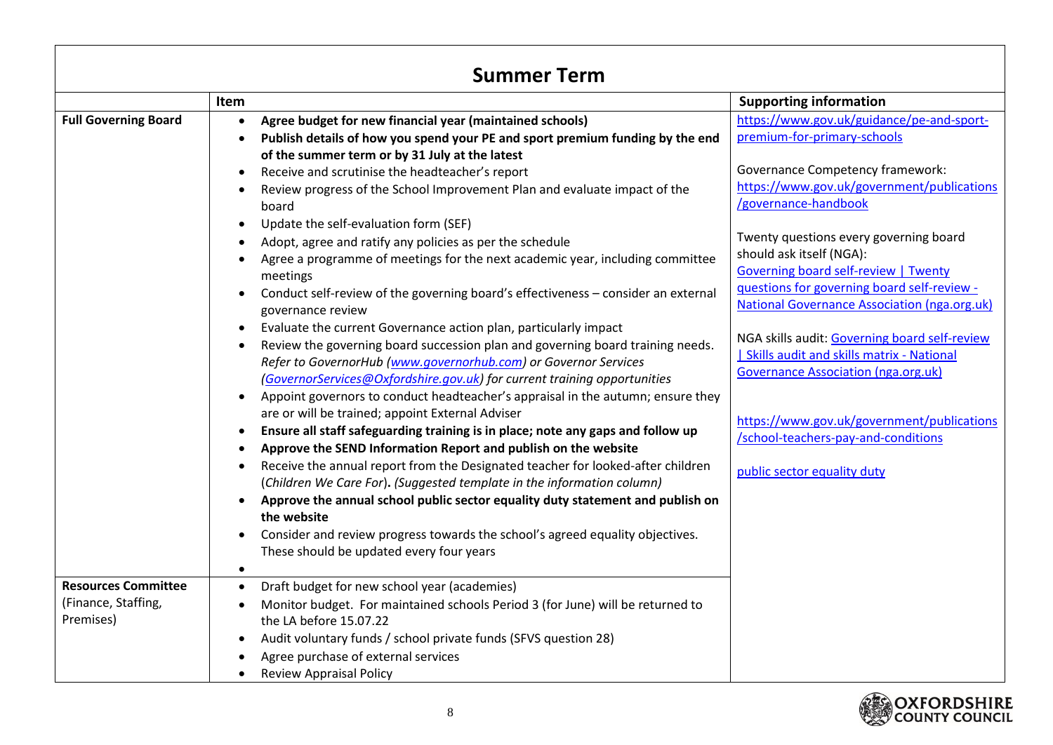## Summer Term

| | Item | Supporting information |
|---|---|---|
| **Full Governing Board** | • **Agree budget for new financial year (maintained schools)**<br>• **Publish details of how you spend your PE and sport premium funding by the end of the summer term or by 31 July at the latest**<br>• Receive and scrutinise the headteacher's report<br>• Review progress of the School Improvement Plan and evaluate impact of the board<br>• Update the self-evaluation form (SEF)<br>• Adopt, agree and ratify any policies as per the schedule<br>• Agree a programme of meetings for the next academic year, including committee meetings<br>• Conduct self-review of the governing board's effectiveness – consider an external governance review<br>• Evaluate the current Governance action plan, particularly impact<br>• Review the governing board succession plan and governing board training needs. *Refer to GovernorHub (www.governorhub.com) or Governor Services (GovernorServices@Oxfordshire.gov.uk) for current training opportunities*<br>• Appoint governors to conduct headteacher's appraisal in the autumn; ensure they are or will be trained; appoint External Adviser<br>• **Ensure all staff safeguarding training is in place; note any gaps and follow up**<br>• **Approve the SEND Information Report and publish on the website**<br>• Receive the annual report from the Designated teacher for looked-after children (*Children We Care For*)**.** *(Suggested template in the information column)*<br>• **Approve the annual school public sector equality duty statement and publish on the website**<br>• Consider and review progress towards the school's agreed equality objectives. These should be updated every four years<br>• | https://www.gov.uk/guidance/pe-and-sport-premium-for-primary-schools<br><br>Governance Competency framework: https://www.gov.uk/government/publications/governance-handbook<br><br>Twenty questions every governing board should ask itself (NGA): Governing board self-review \| Twenty questions for governing board self-review - National Governance Association (nga.org.uk)<br><br>NGA skills audit: Governing board self-review \| Skills audit and skills matrix - National Governance Association (nga.org.uk)<br><br>https://www.gov.uk/government/publications/school-teachers-pay-and-conditions<br><br>public sector equality duty |
| **Resources Committee** (Finance, Staffing, Premises) | • Draft budget for new school year (academies)<br>• Monitor budget. For maintained schools Period 3 (for June) will be returned to the LA before 15.07.22<br>• Audit voluntary funds / school private funds (SFVS question 28)<br>• Agree purchase of external services<br>• Review Appraisal Policy | |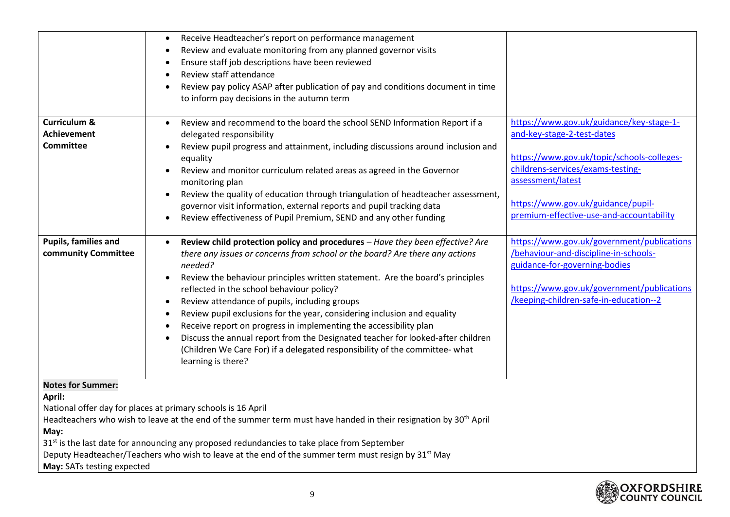| | | |
|---|---|---|
| | • Receive Headteacher's report on performance management<br>• Review and evaluate monitoring from any planned governor visits<br>• Ensure staff job descriptions have been reviewed<br>• Review staff attendance<br>• Review pay policy ASAP after publication of pay and conditions document in time to inform pay decisions in the autumn term | |
| **Curriculum & Achievement Committee** | • Review and recommend to the board the school SEND Information Report if a delegated responsibility<br>• Review pupil progress and attainment, including discussions around inclusion and equality<br>• Review and monitor curriculum related areas as agreed in the Governor monitoring plan<br>• Review the quality of education through triangulation of headteacher assessment, governor visit information, external reports and pupil tracking data<br>• Review effectiveness of Pupil Premium, SEND and any other funding | https://www.gov.uk/guidance/key-stage-1-and-key-stage-2-test-dates<br><br>https://www.gov.uk/topic/schools-colleges-childrens-services/exams-testing-assessment/latest<br><br>https://www.gov.uk/guidance/pupil-premium-effective-use-and-accountability |
| **Pupils, families and community Committee** | • **Review child protection policy and procedures** – *Have they been effective? Are there any issues or concerns from school or the board? Are there any actions needed?*<br>• Review the behaviour principles written statement. Are the board's principles reflected in the school behaviour policy?<br>• Review attendance of pupils, including groups<br>• Review pupil exclusions for the year, considering inclusion and equality<br>• Receive report on progress in implementing the accessibility plan<br>• Discuss the annual report from the Designated teacher for looked-after children (Children We Care For) if a delegated responsibility of the committee- what learning is there? | https://www.gov.uk/government/publications/behaviour-and-discipline-in-schools-guidance-for-governing-bodies<br><br>https://www.gov.uk/government/publications/keeping-children-safe-in-education--2 |

**Notes for Summer:**

**April:**

National offer day for places at primary schools is 16 April

Headteachers who wish to leave at the end of the summer term must have handed in their resignation by 30th April

**May:**

31st is the last date for announcing any proposed redundancies to take place from September

Deputy Headteacher/Teachers who wish to leave at the end of the summer term must resign by 31st May

**May:** SATs testing expected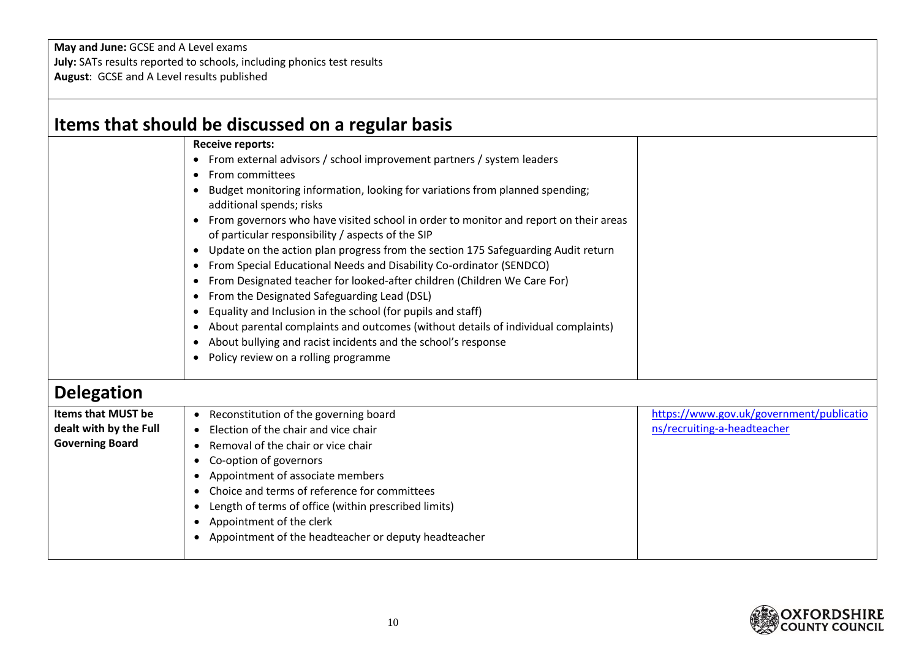**May and June:** GCSE and A Level exams
**July:** SATs results reported to schools, including phonics test results
**August**: GCSE and A Level results published

## Items that should be discussed on a regular basis

| | | |
|---|---|---|
| | **Receive reports:**<br>• From external advisors / school improvement partners / system leaders<br>• From committees<br>• Budget monitoring information, looking for variations from planned spending; additional spends; risks<br>• From governors who have visited school in order to monitor and report on their areas of particular responsibility / aspects of the SIP<br>• Update on the action plan progress from the section 175 Safeguarding Audit return<br>• From Special Educational Needs and Disability Co-ordinator (SENDCO)<br>• From Designated teacher for looked-after children (Children We Care For)<br>• From the Designated Safeguarding Lead (DSL)<br>• Equality and Inclusion in the school (for pupils and staff)<br>• About parental complaints and outcomes (without details of individual complaints)<br>• About bullying and racist incidents and the school's response<br>• Policy review on a rolling programme | |

## Delegation

| | | |
|---|---|---|
| **Items that MUST be dealt with by the Full Governing Board** | • Reconstitution of the governing board<br>• Election of the chair and vice chair<br>• Removal of the chair or vice chair<br>• Co-option of governors<br>• Appointment of associate members<br>• Choice and terms of reference for committees<br>• Length of terms of office (within prescribed limits)<br>• Appointment of the clerk<br>• Appointment of the headteacher or deputy headteacher | https://www.gov.uk/government/publications/recruiting-a-headteacher |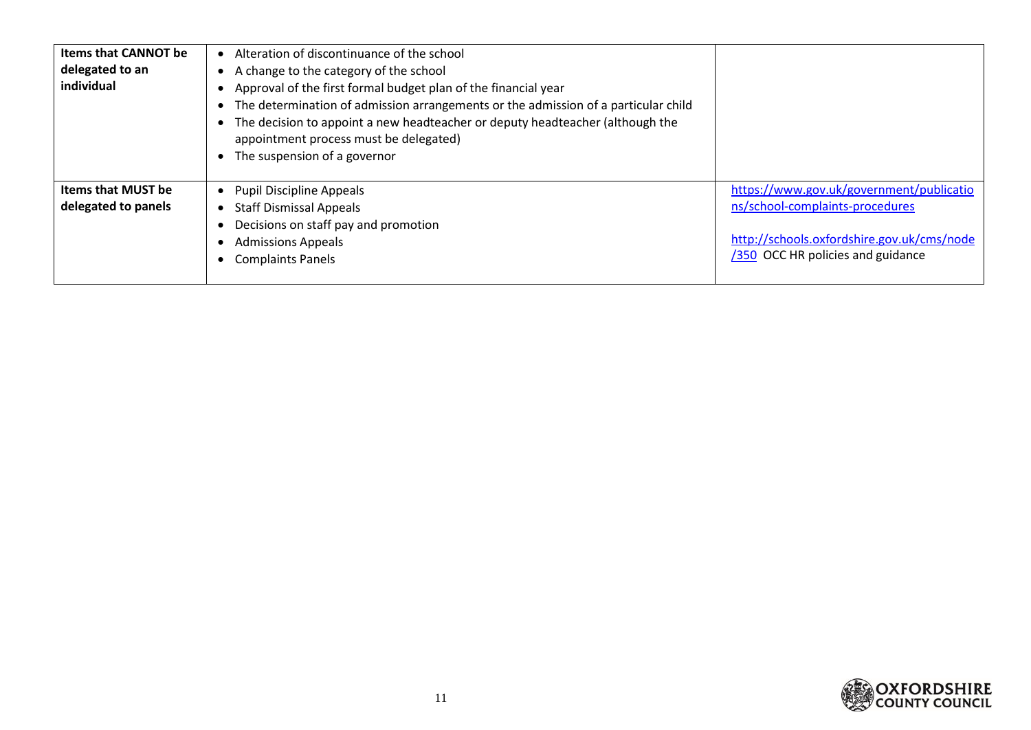| | | |
|---|---|---|
| **Items that CANNOT be delegated to an individual** | • Alteration of discontinuance of the school<br>• A change to the category of the school<br>• Approval of the first formal budget plan of the financial year<br>• The determination of admission arrangements or the admission of a particular child<br>• The decision to appoint a new headteacher or deputy headteacher (although the appointment process must be delegated)<br>• The suspension of a governor | |
| **Items that MUST be delegated to panels** | • Pupil Discipline Appeals<br>• Staff Dismissal Appeals<br>• Decisions on staff pay and promotion<br>• Admissions Appeals<br>• Complaints Panels | https://www.gov.uk/government/publications/school-complaints-procedures<br><br>http://schools.oxfordshire.gov.uk/cms/node/350 OCC HR policies and guidance |